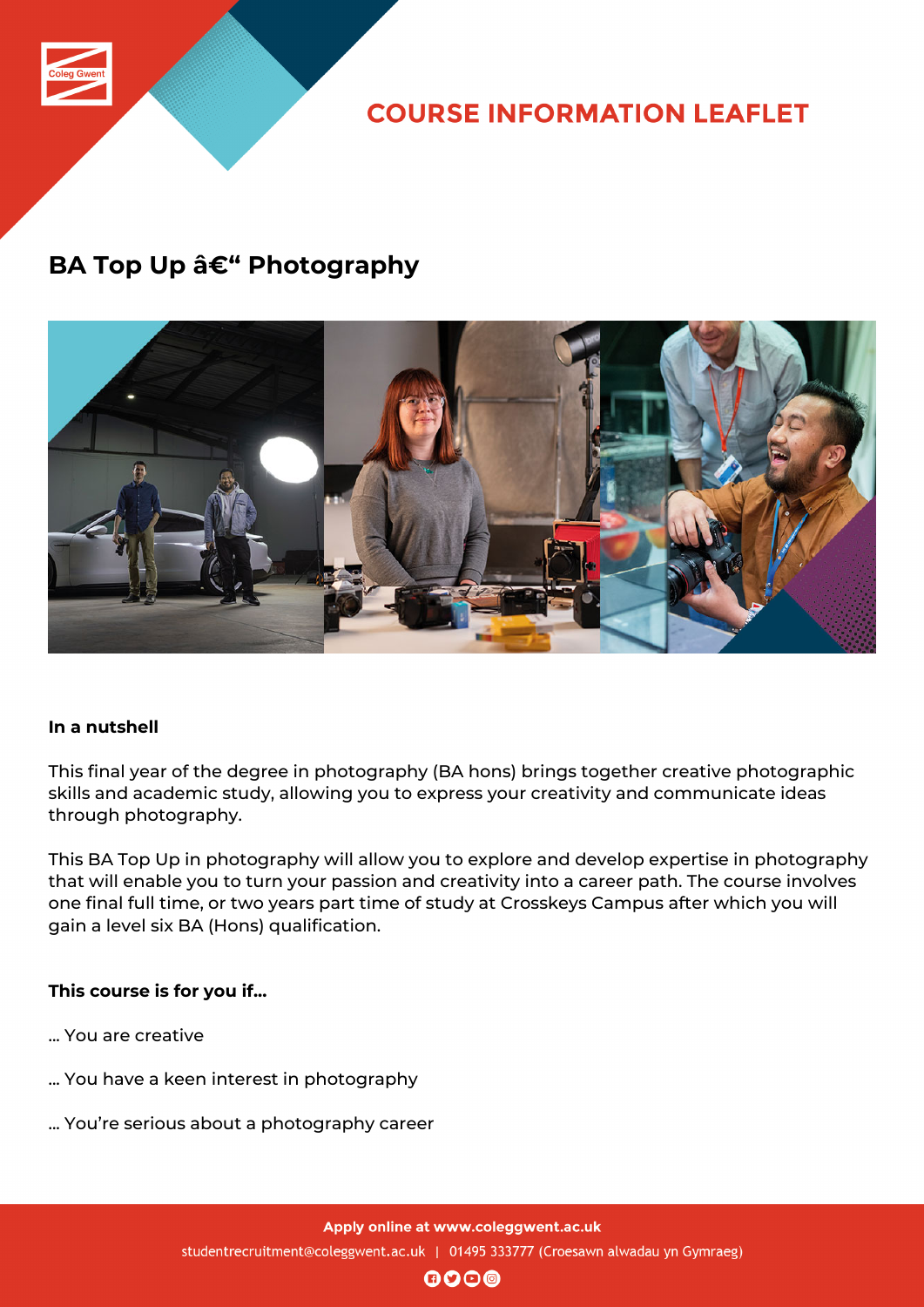# COURSE INFORMATION LEAFLET

## BA Top Up â€“ Photography

**In a nutshell**

This final year of the degree in photography (BA hons) brings together creative photographic skills and academic study, allowing you to express your creativity and communicate ideas through photography.

This BA Top Up in photography will allow you to explore and develop expertise in photography that will enable you to turn your passion and creativity into a career path. The course involves one final full time, or two years part time of study at Crosskeys Campus after which you will gain a level six BA (Hons) qualification.

**This course is for you if...**

... You are creative

... You have a keen interest in photography

... You're serious about a photography career

Apply online at www.coleggwent.ac.uk

studentrecruitment@coleggwent.ac.uk | 01495 333777 (Croesawn alwadau yn Gymraeg)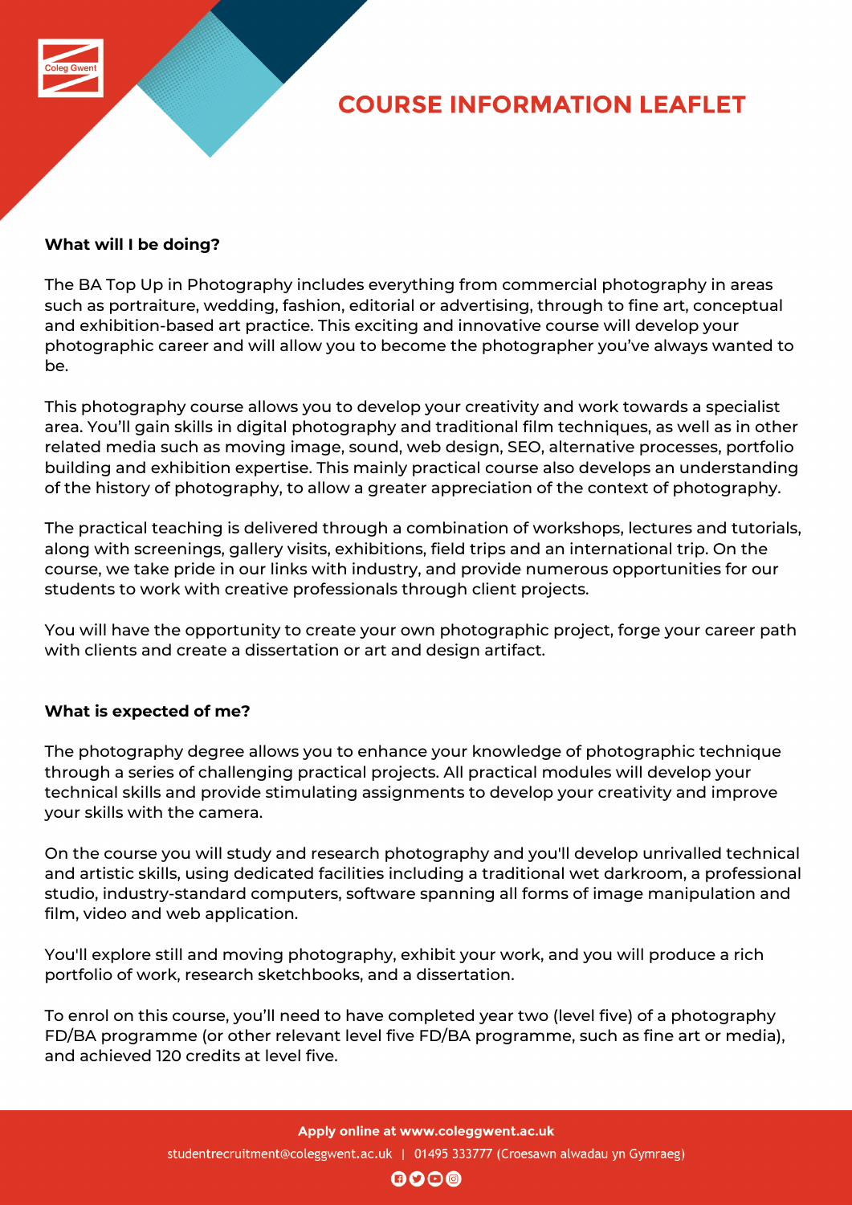# COURSE INFORMATION LEAFLET

**What will I be doing?**

The BA Top Up in Photography includes everything from commercial photography in areas such as portraiture, wedding, fashion, editorial or advertising, through to fine art, conceptual and exhibition-based art practice. This exciting and innovative course will develop your photographic career and will allow you to become the photographer you've always wanted to be.

This photography course allows you to develop your creativity and work towards a specialist area. You'll gain skills in digital photography and traditional film techniques, as well as in other related media such as moving image, sound, web design, SEO, alternative processes, portfolio building and exhibition expertise. This mainly practical course also develops an understanding of the history of photography, to allow a greater appreciation of the context of photography.

The practical teaching is delivered through a combination of workshops, lectures and tutorials, along with screenings, gallery visits, exhibitions, field trips and an international trip. On the course, we take pride in our links with industry, and provide numerous opportunities for our students to work with creative professionals through client projects.

You will have the opportunity to create your own photographic project, forge your career path with clients and create a dissertation or art and design artifact.

**What is expected of me?**

The photography degree allows you to enhance your knowledge of photographic technique through a series of challenging practical projects. All practical modules will develop your technical skills and provide stimulating assignments to develop your creativity and improve your skills with the camera.

On the course you will study and research photography and you'll develop unrivalled technical and artistic skills, using dedicated facilities including a traditional wet darkroom, a professional studio, industry-standard computers, software spanning all forms of image manipulation and film, video and web application.

You'll explore still and moving photography, exhibit your work, and you will produce a rich portfolio of work, research sketchbooks, and a dissertation.

To enrol on this course, you'll need to have completed year two (level five) of a photography FD/BA programme (or other relevant level five FD/BA programme, such as fine art or media), and achieved 120 credits at level five.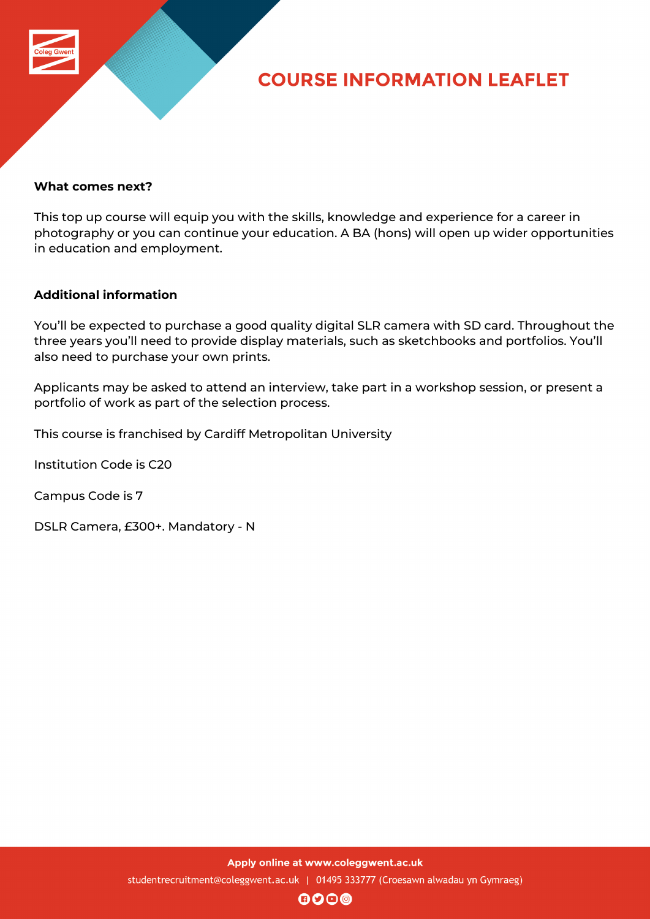# COURSE INFORMATION LEAFLET

**What comes next?**

This top up course will equip you with the skills, knowledge and experience for a career in photography or you can continue your education. A BA (hons) will open up wider opportunities in education and employment.

**Additional information**

You'll be expected to purchase a good quality digital SLR camera with SD card. Throughout the three years you'll need to provide display materials, such as sketchbooks and portfolios. You'll also need to purchase your own prints.

Applicants may be asked to attend an interview, take part in a workshop session, or present a portfolio of work as part of the selection process.

This course is franchised by Cardiff Metropolitan University

Institution Code is C20

Campus Code is 7

DSLR Camera, £300+. Mandatory - N

**Apply online at www.coleggwent.ac.uk**

studentrecruitment@coleggwent.ac.uk | 01495 333777 (Croesawn alwadau yn Gymraeg)